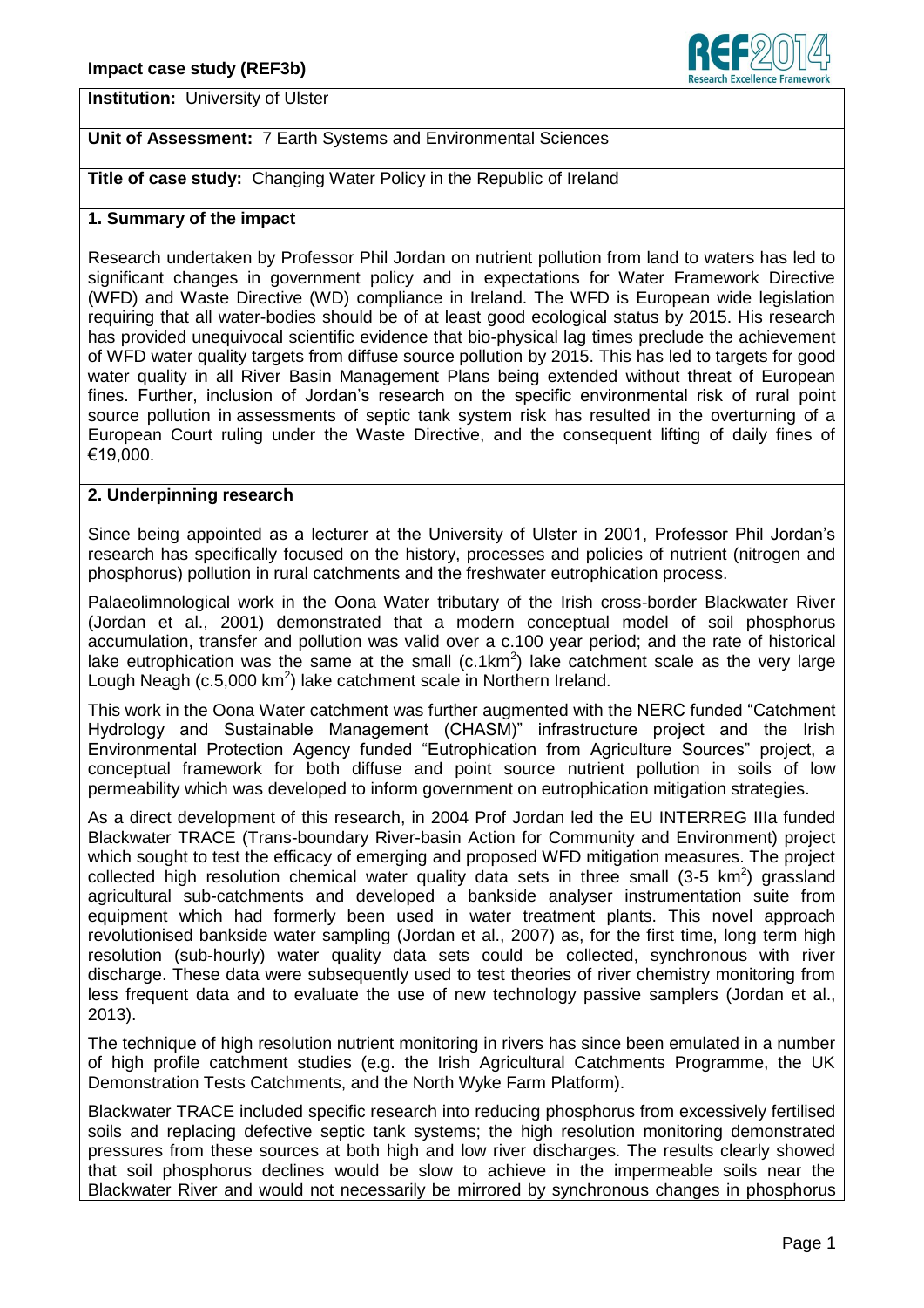**Institution:** University of Ulster

**Unit of Assessment:** 7 Earth Systems and Environmental Sciences

**Title of case study:** Changing Water Policy in the Republic of Ireland

## 1. Summary of the impact

Research undertaken by Professor Phil Jordan on nutrient pollution from land to waters has led to significant changes in government policy and in expectations for Water Framework Directive (WFD) and Waste Directive (WD) compliance in Ireland. The WFD is European wide legislation requiring that all water-bodies should be of at least good ecological status by 2015. His research has provided unequivocal scientific evidence that bio-physical lag times preclude the achievement of WFD water quality targets from diffuse source pollution by 2015. This has led to targets for good water quality in all River Basin Management Plans being extended without threat of European fines. Further, inclusion of Jordan's research on the specific environmental risk of rural point source pollution in assessments of septic tank system risk has resulted in the overturning of a European Court ruling under the Waste Directive, and the consequent lifting of daily fines of €19,000.

## 2. Underpinning research

Since being appointed as a lecturer at the University of Ulster in 2001, Professor Phil Jordan's research has specifically focused on the history, processes and policies of nutrient (nitrogen and phosphorus) pollution in rural catchments and the freshwater eutrophication process.

Palaeolimnological work in the Oona Water tributary of the Irish cross-border Blackwater River (Jordan et al., 2001) demonstrated that a modern conceptual model of soil phosphorus accumulation, transfer and pollution was valid over a c.100 year period; and the rate of historical lake eutrophication was the same at the small (c.1km$^2$) lake catchment scale as the very large Lough Neagh (c.5,000 km$^2$) lake catchment scale in Northern Ireland.

This work in the Oona Water catchment was further augmented with the NERC funded "Catchment Hydrology and Sustainable Management (CHASM)" infrastructure project and the Irish Environmental Protection Agency funded "Eutrophication from Agriculture Sources" project, a conceptual framework for both diffuse and point source nutrient pollution in soils of low permeability which was developed to inform government on eutrophication mitigation strategies.

As a direct development of this research, in 2004 Prof Jordan led the EU INTERREG IIIa funded Blackwater TRACE (Trans-boundary River-basin Action for Community and Environment) project which sought to test the efficacy of emerging and proposed WFD mitigation measures. The project collected high resolution chemical water quality data sets in three small (3-5 km$^2$) grassland agricultural sub-catchments and developed a bankside analyser instrumentation suite from equipment which had formerly been used in water treatment plants. This novel approach revolutionised bankside water sampling (Jordan et al., 2007) as, for the first time, long term high resolution (sub-hourly) water quality data sets could be collected, synchronous with river discharge. These data were subsequently used to test theories of river chemistry monitoring from less frequent data and to evaluate the use of new technology passive samplers (Jordan et al., 2013).

The technique of high resolution nutrient monitoring in rivers has since been emulated in a number of high profile catchment studies (e.g. the Irish Agricultural Catchments Programme, the UK Demonstration Tests Catchments, and the North Wyke Farm Platform).

Blackwater TRACE included specific research into reducing phosphorus from excessively fertilised soils and replacing defective septic tank systems; the high resolution monitoring demonstrated pressures from these sources at both high and low river discharges. The results clearly showed that soil phosphorus declines would be slow to achieve in the impermeable soils near the Blackwater River and would not necessarily be mirrored by synchronous changes in phosphorus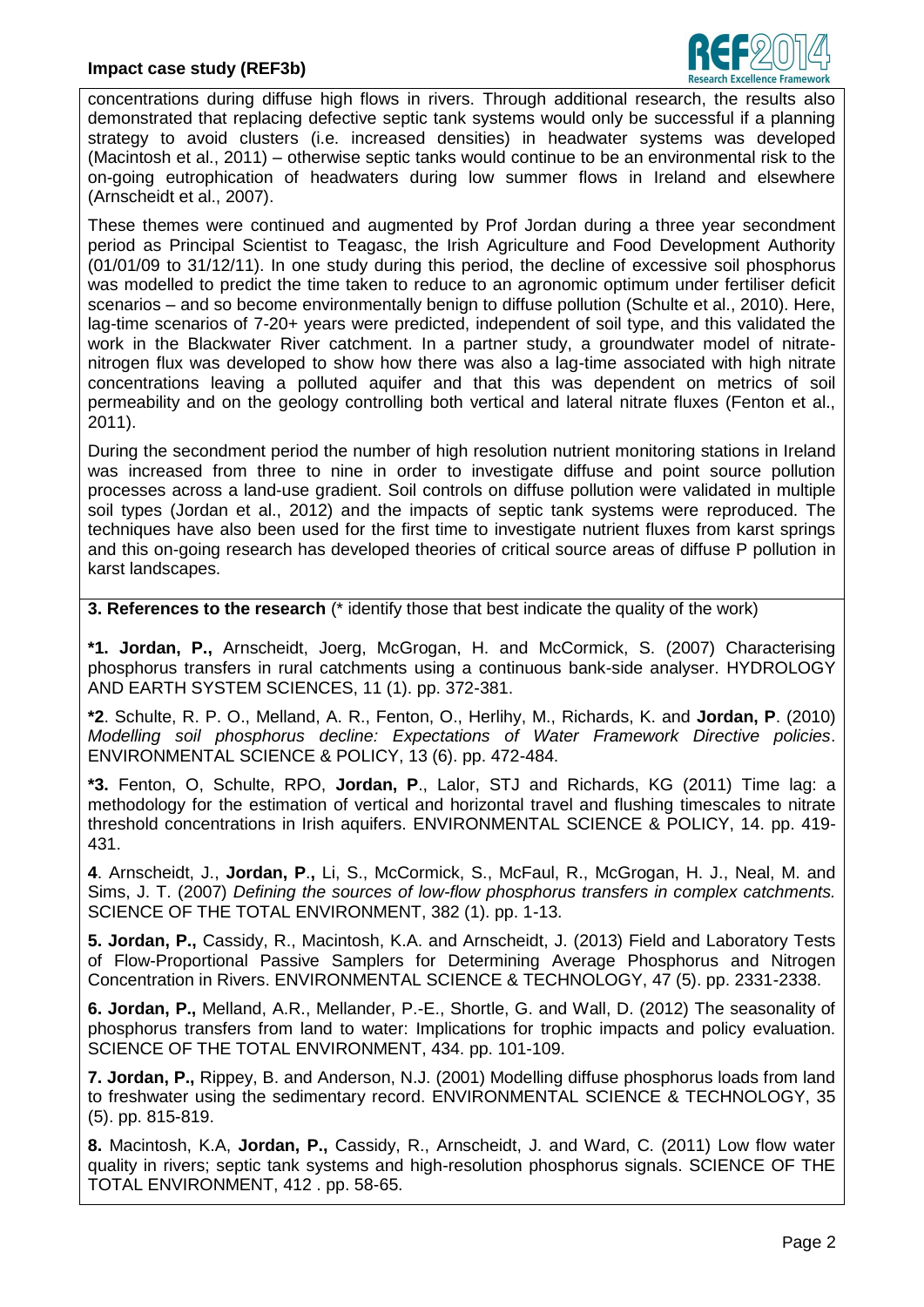concentrations during diffuse high flows in rivers. Through additional research, the results also demonstrated that replacing defective septic tank systems would only be successful if a planning strategy to avoid clusters (i.e. increased densities) in headwater systems was developed (Macintosh et al., 2011) – otherwise septic tanks would continue to be an environmental risk to the on-going eutrophication of headwaters during low summer flows in Ireland and elsewhere (Arnscheidt et al., 2007).

These themes were continued and augmented by Prof Jordan during a three year secondment period as Principal Scientist to Teagasc, the Irish Agriculture and Food Development Authority (01/01/09 to 31/12/11). In one study during this period, the decline of excessive soil phosphorus was modelled to predict the time taken to reduce to an agronomic optimum under fertiliser deficit scenarios – and so become environmentally benign to diffuse pollution (Schulte et al., 2010). Here, lag-time scenarios of 7-20+ years were predicted, independent of soil type, and this validated the work in the Blackwater River catchment. In a partner study, a groundwater model of nitrate-nitrogen flux was developed to show how there was also a lag-time associated with high nitrate concentrations leaving a polluted aquifer and that this was dependent on metrics of soil permeability and on the geology controlling both vertical and lateral nitrate fluxes (Fenton et al., 2011).

During the secondment period the number of high resolution nutrient monitoring stations in Ireland was increased from three to nine in order to investigate diffuse and point source pollution processes across a land-use gradient. Soil controls on diffuse pollution were validated in multiple soil types (Jordan et al., 2012) and the impacts of septic tank systems were reproduced. The techniques have also been used for the first time to investigate nutrient fluxes from karst springs and this on-going research has developed theories of critical source areas of diffuse P pollution in karst landscapes.

## 3. References to the research (* identify those that best indicate the quality of the work)

**\*1. Jordan, P.,** Arnscheidt, Joerg, McGrogan, H. and McCormick, S. (2007) Characterising phosphorus transfers in rural catchments using a continuous bank-side analyser. HYDROLOGY AND EARTH SYSTEM SCIENCES, 11 (1). pp. 372-381.

**\*2**. Schulte, R. P. O., Melland, A. R., Fenton, O., Herlihy, M., Richards, K. and **Jordan, P**. (2010) *Modelling soil phosphorus decline: Expectations of Water Framework Directive policies*. ENVIRONMENTAL SCIENCE & POLICY, 13 (6). pp. 472-484.

**\*3.** Fenton, O, Schulte, RPO, **Jordan, P**., Lalor, STJ and Richards, KG (2011) Time lag: a methodology for the estimation of vertical and horizontal travel and flushing timescales to nitrate threshold concentrations in Irish aquifers. ENVIRONMENTAL SCIENCE & POLICY, 14. pp. 419-431.

**4**. Arnscheidt, J., **Jordan, P**., Li, S., McCormick, S., McFaul, R., McGrogan, H. J., Neal, M. and Sims, J. T. (2007) *Defining the sources of low-flow phosphorus transfers in complex catchments.* SCIENCE OF THE TOTAL ENVIRONMENT, 382 (1). pp. 1-13.

**5. Jordan, P.,** Cassidy, R., Macintosh, K.A. and Arnscheidt, J. (2013) Field and Laboratory Tests of Flow-Proportional Passive Samplers for Determining Average Phosphorus and Nitrogen Concentration in Rivers. ENVIRONMENTAL SCIENCE & TECHNOLOGY, 47 (5). pp. 2331-2338.

**6. Jordan, P.,** Melland, A.R., Mellander, P.-E., Shortle, G. and Wall, D. (2012) The seasonality of phosphorus transfers from land to water: Implications for trophic impacts and policy evaluation. SCIENCE OF THE TOTAL ENVIRONMENT, 434. pp. 101-109.

**7. Jordan, P.,** Rippey, B. and Anderson, N.J. (2001) Modelling diffuse phosphorus loads from land to freshwater using the sedimentary record. ENVIRONMENTAL SCIENCE & TECHNOLOGY, 35 (5). pp. 815-819.

**8.** Macintosh, K.A, **Jordan, P.,** Cassidy, R., Arnscheidt, J. and Ward, C. (2011) Low flow water quality in rivers; septic tank systems and high-resolution phosphorus signals. SCIENCE OF THE TOTAL ENVIRONMENT, 412 . pp. 58-65.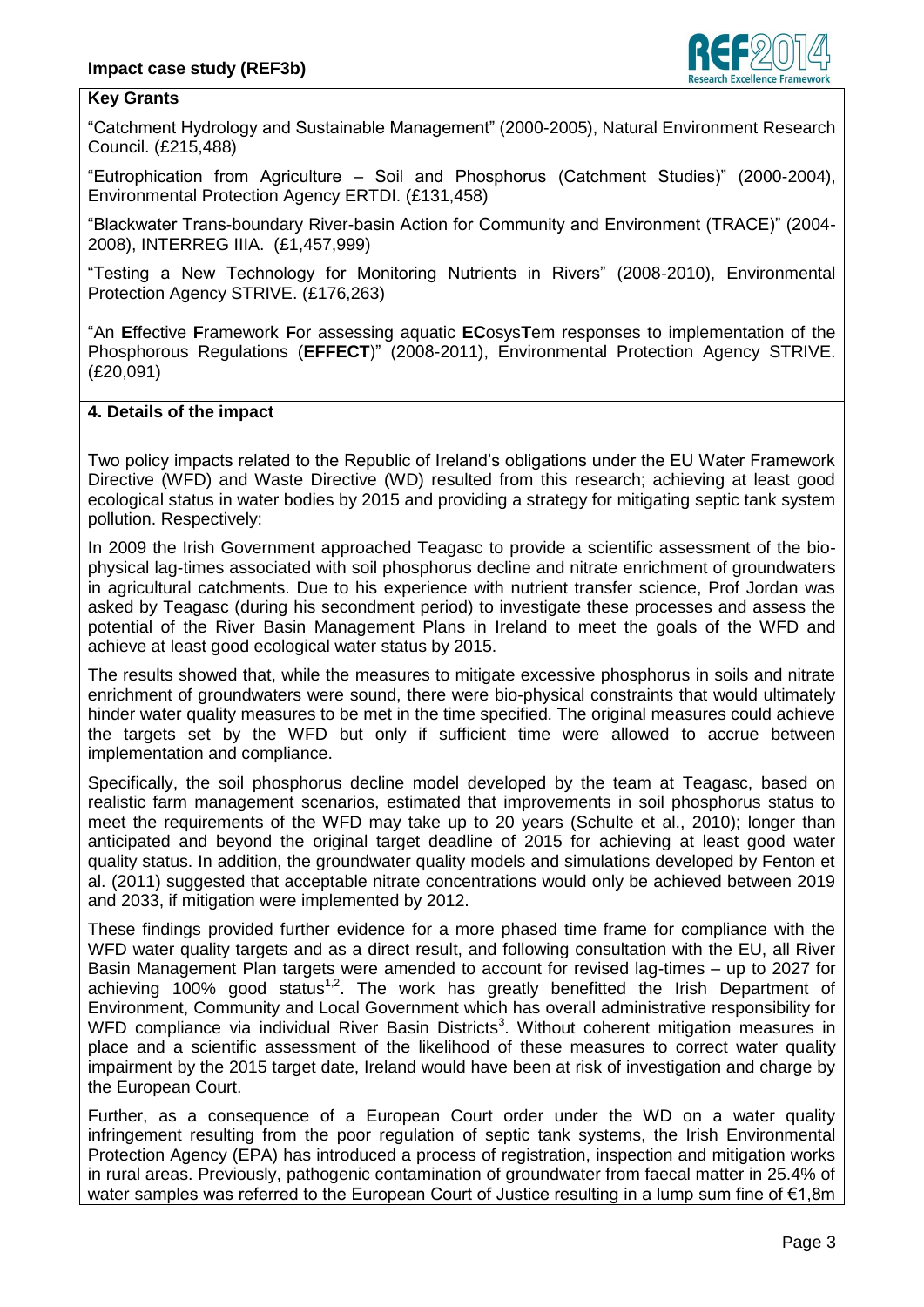**Key Grants**

"Catchment Hydrology and Sustainable Management" (2000-2005), Natural Environment Research Council. (£215,488)

"Eutrophication from Agriculture – Soil and Phosphorus (Catchment Studies)" (2000-2004), Environmental Protection Agency ERTDI. (£131,458)

"Blackwater Trans-boundary River-basin Action for Community and Environment (TRACE)" (2004-2008), INTERREG IIIA. (£1,457,999)

"Testing a New Technology for Monitoring Nutrients in Rivers" (2008-2010), Environmental Protection Agency STRIVE. (£176,263)

"An **E**ffective **F**ramework **F**or assessing aquatic **EC**osys**T**em responses to implementation of the Phosphorous Regulations (**EFFECT**)" (2008-2011), Environmental Protection Agency STRIVE. (£20,091)

## 4. Details of the impact

Two policy impacts related to the Republic of Ireland's obligations under the EU Water Framework Directive (WFD) and Waste Directive (WD) resulted from this research; achieving at least good ecological status in water bodies by 2015 and providing a strategy for mitigating septic tank system pollution. Respectively:

In 2009 the Irish Government approached Teagasc to provide a scientific assessment of the bio-physical lag-times associated with soil phosphorus decline and nitrate enrichment of groundwaters in agricultural catchments. Due to his experience with nutrient transfer science, Prof Jordan was asked by Teagasc (during his secondment period) to investigate these processes and assess the potential of the River Basin Management Plans in Ireland to meet the goals of the WFD and achieve at least good ecological water status by 2015.

The results showed that, while the measures to mitigate excessive phosphorus in soils and nitrate enrichment of groundwaters were sound, there were bio-physical constraints that would ultimately hinder water quality measures to be met in the time specified. The original measures could achieve the targets set by the WFD but only if sufficient time were allowed to accrue between implementation and compliance.

Specifically, the soil phosphorus decline model developed by the team at Teagasc, based on realistic farm management scenarios, estimated that improvements in soil phosphorus status to meet the requirements of the WFD may take up to 20 years (Schulte et al., 2010); longer than anticipated and beyond the original target deadline of 2015 for achieving at least good water quality status. In addition, the groundwater quality models and simulations developed by Fenton et al. (2011) suggested that acceptable nitrate concentrations would only be achieved between 2019 and 2033, if mitigation were implemented by 2012.

These findings provided further evidence for a more phased time frame for compliance with the WFD water quality targets and as a direct result, and following consultation with the EU, all River Basin Management Plan targets were amended to account for revised lag-times – up to 2027 for achieving 100% good status[1,2]. The work has greatly benefitted the Irish Department of Environment, Community and Local Government which has overall administrative responsibility for WFD compliance via individual River Basin Districts[3]. Without coherent mitigation measures in place and a scientific assessment of the likelihood of these measures to correct water quality impairment by the 2015 target date, Ireland would have been at risk of investigation and charge by the European Court.

Further, as a consequence of a European Court order under the WD on a water quality infringement resulting from the poor regulation of septic tank systems, the Irish Environmental Protection Agency (EPA) has introduced a process of registration, inspection and mitigation works in rural areas. Previously, pathogenic contamination of groundwater from faecal matter in 25.4% of water samples was referred to the European Court of Justice resulting in a lump sum fine of €1,8m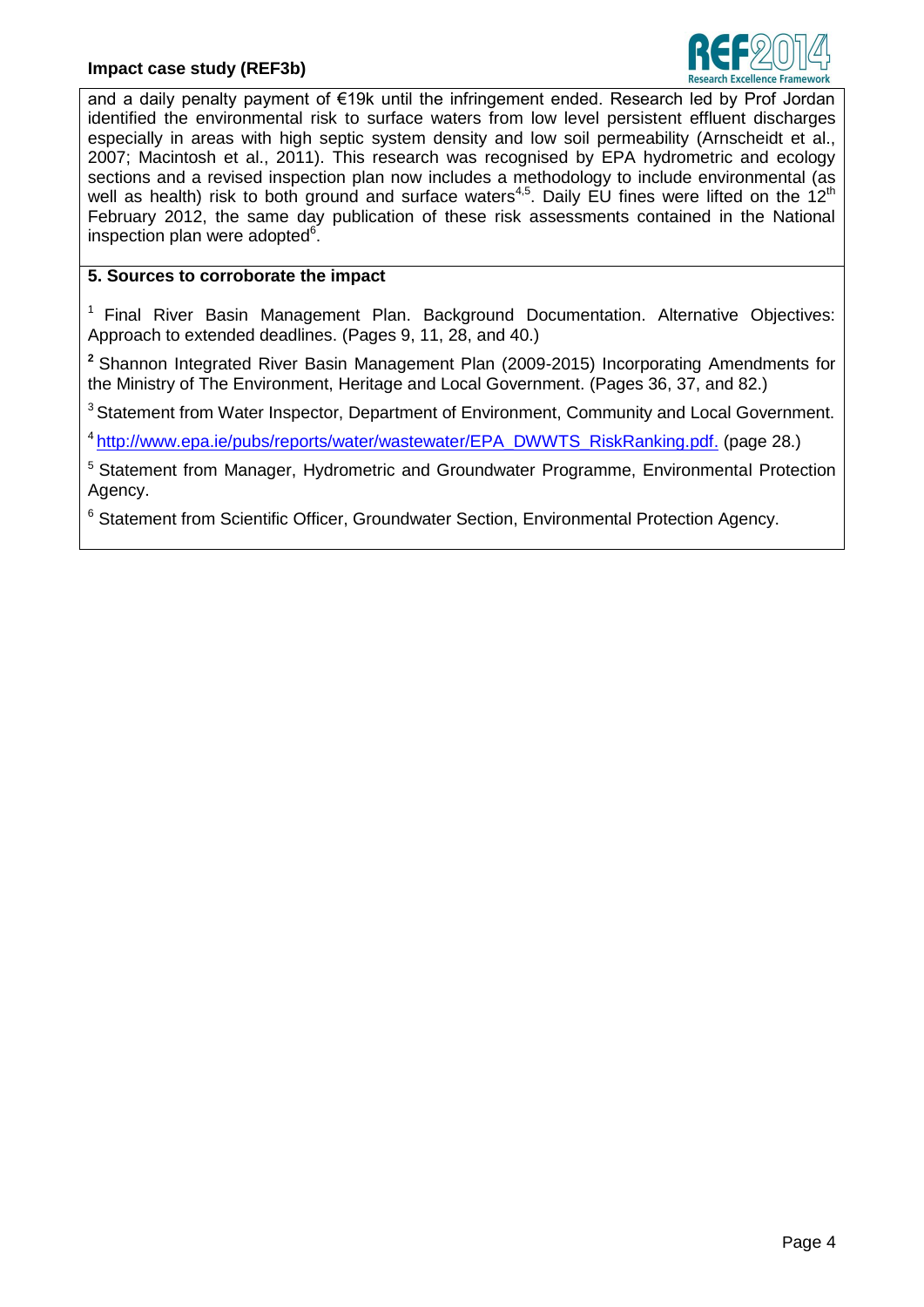and a daily penalty payment of €19k until the infringement ended. Research led by Prof Jordan identified the environmental risk to surface waters from low level persistent effluent discharges especially in areas with high septic system density and low soil permeability (Arnscheidt et al., 2007; Macintosh et al., 2011). This research was recognised by EPA hydrometric and ecology sections and a revised inspection plan now includes a methodology to include environmental (as well as health) risk to both ground and surface waters[4,5]. Daily EU fines were lifted on the 12th February 2012, the same day publication of these risk assessments contained in the National inspection plan were adopted[6].

**5. Sources to corroborate the impact**

[1] Final River Basin Management Plan. Background Documentation. Alternative Objectives: Approach to extended deadlines. (Pages 9, 11, 28, and 40.)

[2] Shannon Integrated River Basin Management Plan (2009-2015) Incorporating Amendments for the Ministry of The Environment, Heritage and Local Government. (Pages 36, 37, and 82.)

[3] Statement from Water Inspector, Department of Environment, Community and Local Government.

[4] http://www.epa.ie/pubs/reports/water/wastewater/EPA_DWWTS_RiskRanking.pdf. (page 28.)

[5] Statement from Manager, Hydrometric and Groundwater Programme, Environmental Protection Agency.

[6] Statement from Scientific Officer, Groundwater Section, Environmental Protection Agency.